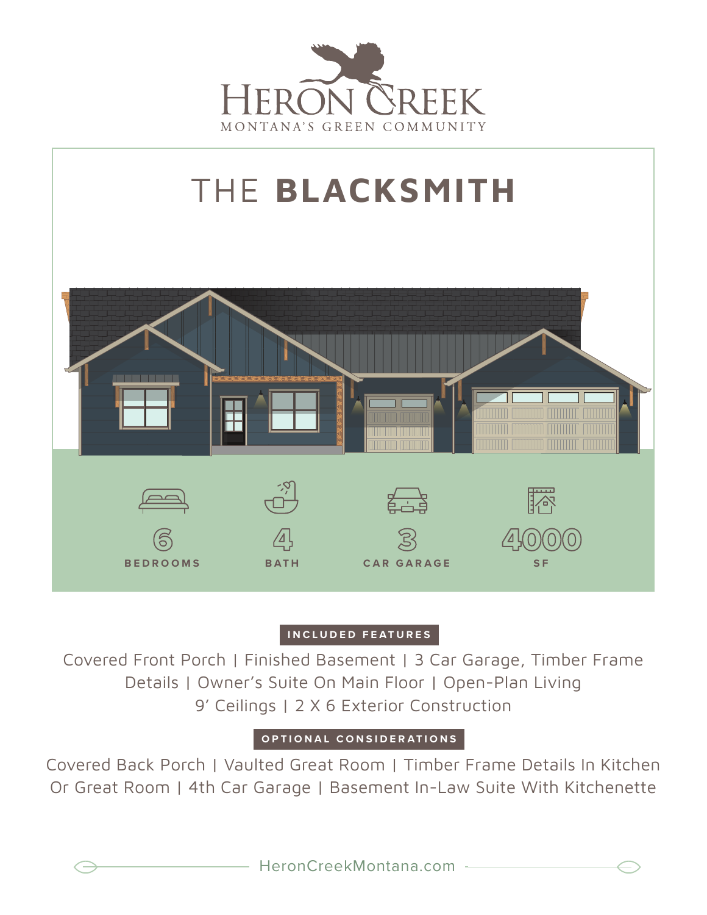# HERON CREEK

MONTANA'S GREEN COMMUNITY

## THE **BLACKSMITH**

6
BEDROOMS

4
BATH

3
CAR GARAGE

4000
SF

### INCLUDED FEATURES

Covered Front Porch | Finished Basement | 3 Car Garage, Timber Frame Details | Owner's Suite On Main Floor | Open-Plan Living
9' Ceilings | 2 X 6 Exterior Construction

### OPTIONAL CONSIDERATIONS

Covered Back Porch | Vaulted Great Room | Timber Frame Details In Kitchen Or Great Room | 4th Car Garage | Basement In-Law Suite With Kitchenette

HeronCreekMontana.com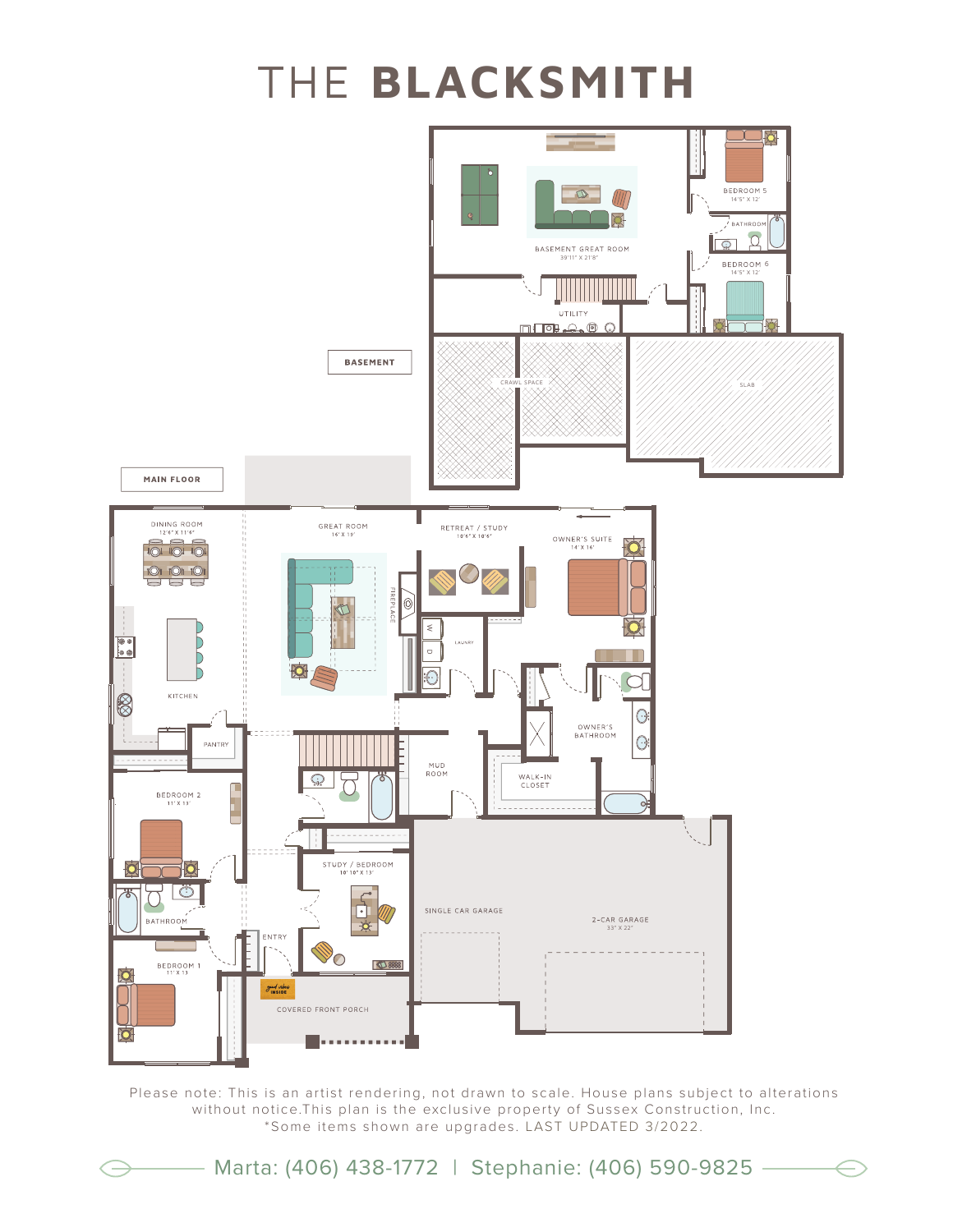# THE BLACKSMITH

BASEMENT

BASEMENT GREAT ROOM
39'11" X 21'8"

BEDROOM 5
14'5" X 12'

BATHROOM

BEDROOM 6
14'5" X 12'

UTILITY

CRAWL SPACE

SLAB

MAIN FLOOR

DINING ROOM
12'6" X 11'6"

GREAT ROOM
16' X 19'

RETREAT / STUDY
10'6" X 10'6"

OWNER'S SUITE
14' X 16'

FIREPLACE

LAUNDRY

KITCHEN

PANTRY

MUD ROOM

OWNER'S BATHROOM

WALK-IN CLOSET

BEDROOM 2
11' X 13'

BATHROOM

STUDY / BEDROOM
10' 10" X 13'

SINGLE CAR GARAGE

2-CAR GARAGE
33' X 22'

ENTRY

BEDROOM 1
11' X 13'

COVERED FRONT PORCH

Please note: This is an artist rendering, not drawn to scale. House plans subject to alterations without notice.This plan is the exclusive property of Sussex Construction, Inc. *Some items shown are upgrades. LAST UPDATED 3/2022.

Marta: (406) 438-1772 | Stephanie: (406) 590-9825